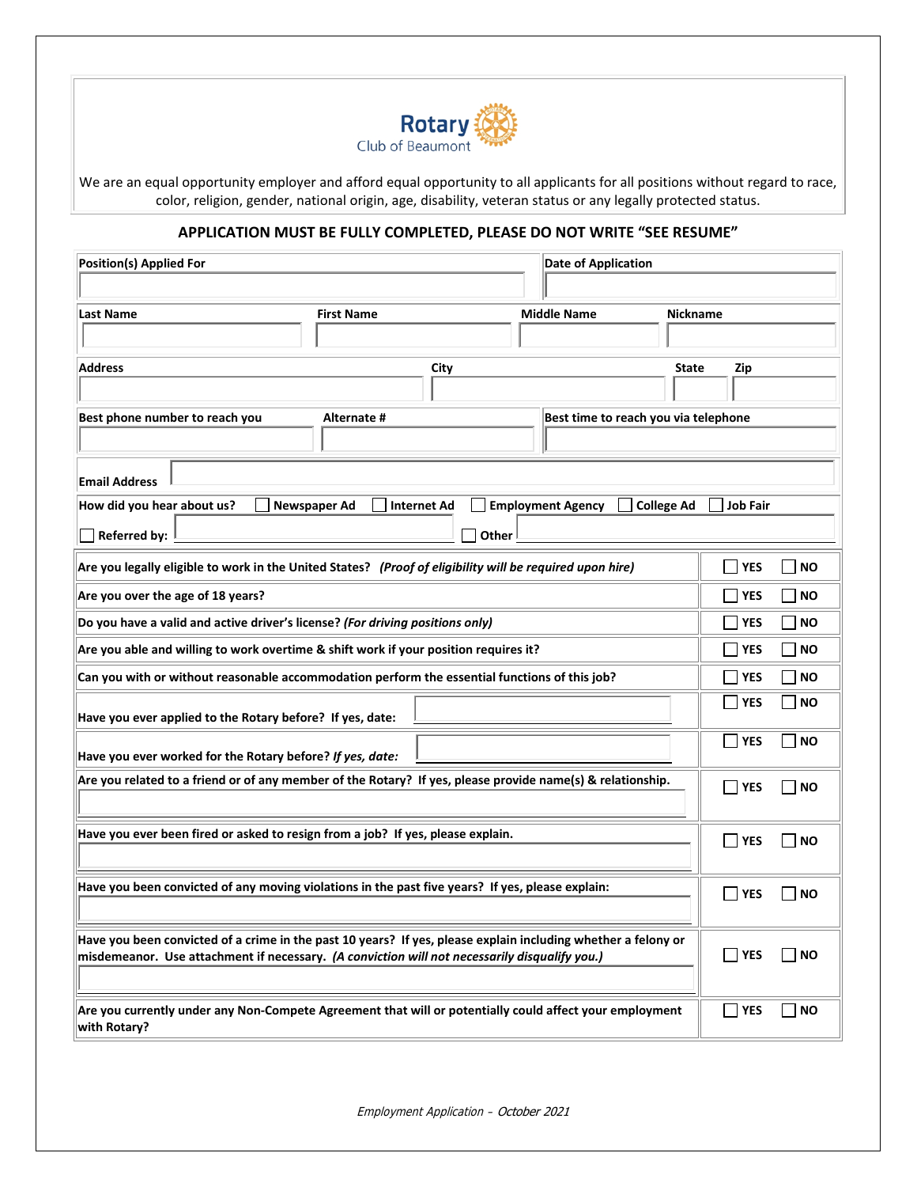Rotary Club of Beaumont

We are an equal opportunity employer and afford equal opportunity to all applicants for all positions without regard to race, color, religion, gender, national origin, age, disability, veteran status or any legally protected status.

## APPLICATION MUST BE FULLY COMPLETED, PLEASE DO NOT WRITE "SEE RESUME"

| Position(s) Applied For | | Date of Application | |
|---|---|---|---|
| | | | |

| Last Name | First Name | Middle Name | Nickname |
|---|---|---|---|
| | | | |

| Address | City | State | Zip |
|---|---|---|---|
| | | | |

| Best phone number to reach you | Alternate # | Best time to reach you via telephone |
|---|---|---|
| | | |

**Email Address** 

**How did you hear about us?** ☐ Newspaper Ad ☐ Internet Ad ☐ Employment Agency ☐ College Ad ☐ Job Fair

☐ **Referred by:** ______ ☐ **Other** ______

| Question | | |
|---|---|---|
| Are you legally eligible to work in the United States? *(Proof of eligibility will be required upon hire)* | ☐ YES | ☐ NO |
| Are you over the age of 18 years? | ☐ YES | ☐ NO |
| Do you have a valid and active driver's license? *(For driving positions only)* | ☐ YES | ☐ NO |
| Are you able and willing to work overtime & shift work if your position requires it? | ☐ YES | ☐ NO |
| Can you with or without reasonable accommodation perform the essential functions of this job? | ☐ YES | ☐ NO |
| Have you ever applied to the Rotary before? If yes, date: | ☐ YES | ☐ NO |
| Have you ever worked for the Rotary before? *If yes, date:* | ☐ YES | ☐ NO |
| Are you related to a friend or of any member of the Rotary? If yes, please provide name(s) & relationship. | ☐ YES | ☐ NO |
| Have you ever been fired or asked to resign from a job? If yes, please explain. | ☐ YES | ☐ NO |
| Have you been convicted of any moving violations in the past five years? If yes, please explain: | ☐ YES | ☐ NO |
| Have you been convicted of a crime in the past 10 years? If yes, please explain including whether a felony or misdemeanor. Use attachment if necessary. *(A conviction will not necessarily disqualify you.)* | ☐ YES | ☐ NO |
| Are you currently under any Non-Compete Agreement that will or potentially could affect your employment with Rotary? | ☐ YES | ☐ NO |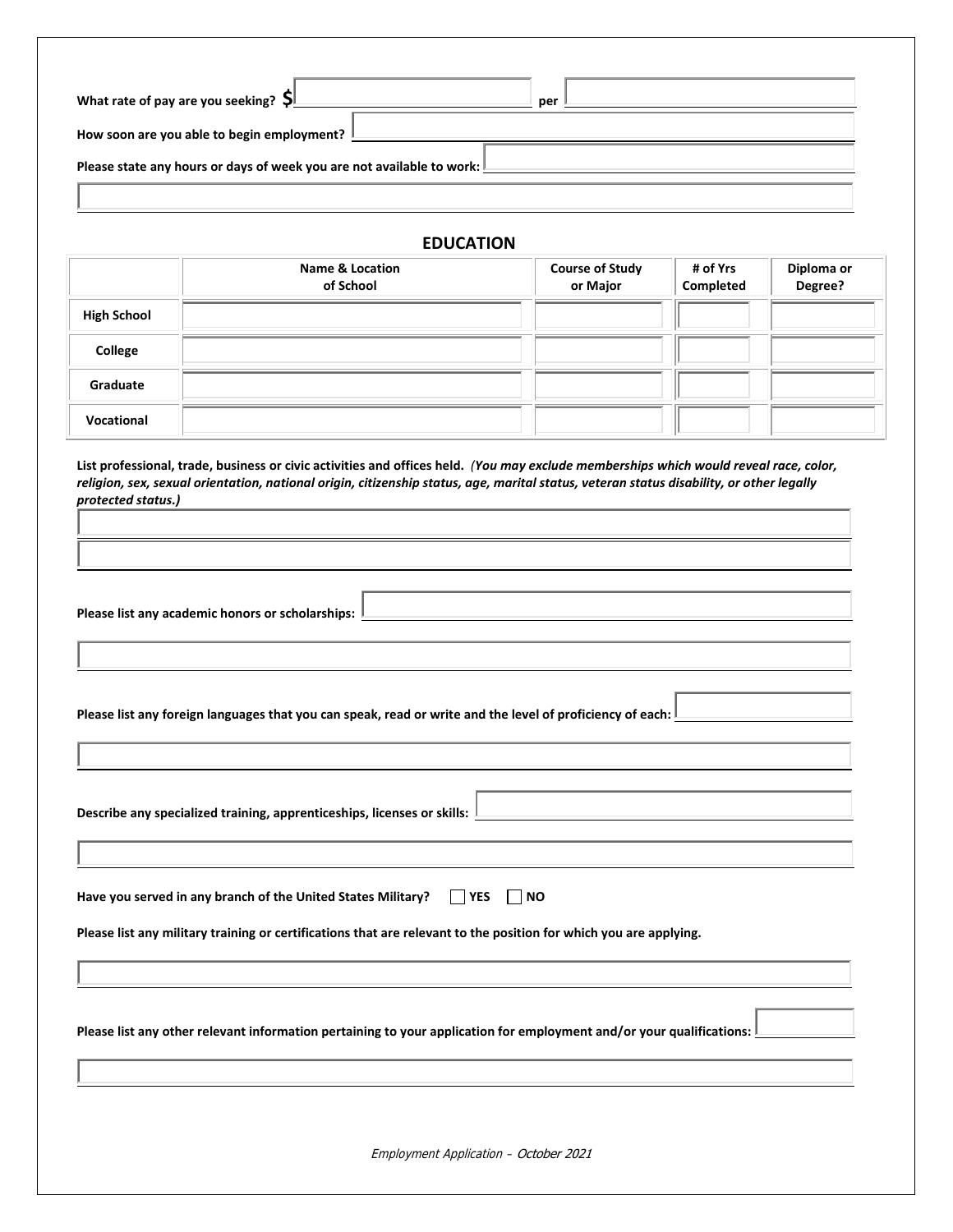What rate of pay are you seeking? $ ________ per ________

How soon are you able to begin employment? ________

Please state any hours or days of week you are not available to work: ________

## EDUCATION

| | Name & Location of School | Course of Study or Major | # of Yrs Completed | Diploma or Degree? |
|---|---|---|---|---|
| High School | | | | |
| College | | | | |
| Graduate | | | | |
| Vocational | | | | |

**List professional, trade, business or civic activities and offices held.** ***(You may exclude memberships which would reveal race, color, religion, sex, sexual orientation, national origin, citizenship status, age, marital status, veteran status disability, or other legally protected status.)***

**Please list any academic honors or scholarships:** ________

**Please list any foreign languages that you can speak, read or write and the level of proficiency of each:** ________

**Describe any specialized training, apprenticeships, licenses or skills:** ________

**Have you served in any branch of the United States Military?** ☐ **YES** ☐ **NO**

**Please list any military training or certifications that are relevant to the position for which you are applying.**

**Please list any other relevant information pertaining to your application for employment and/or your qualifications:** ________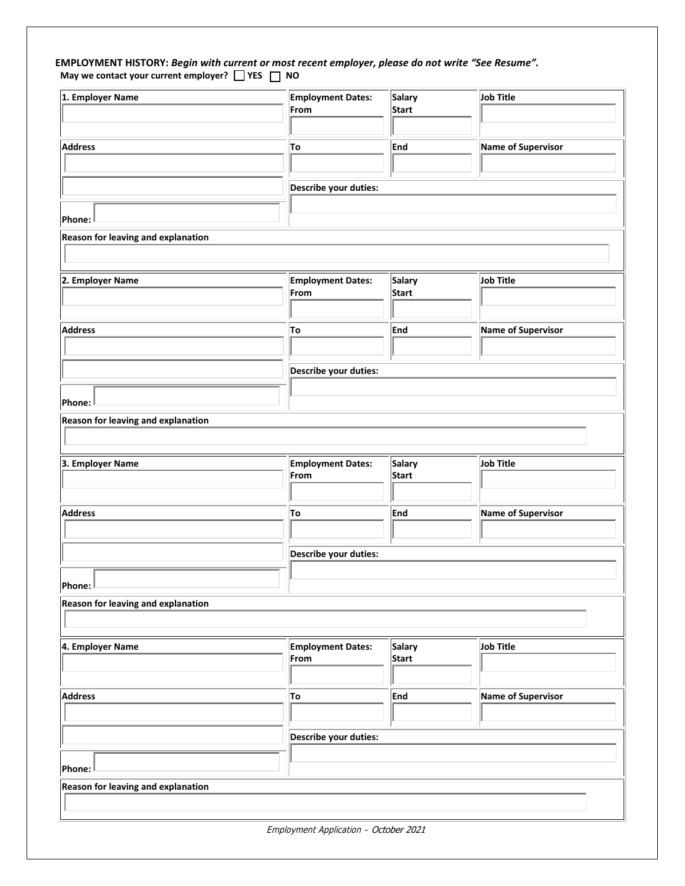**EMPLOYMENT HISTORY:** ***Begin with current or most recent employer, please do not write "See Resume".***

**May we contact your current employer?** ☐ **YES** ☐ **NO**

| **1. Employer Name** | **Employment Dates: From** | **Salary Start** | **Job Title** |
|---|---|---|---|
| | | | |
| **Address** | **To** | **End** | **Name of Supervisor** |
| | | | |
| | **Describe your duties:** | | |
| **Phone:** | | | |
| **Reason for leaving and explanation** | | | |
| | | | |

| **2. Employer Name** | **Employment Dates: From** | **Salary Start** | **Job Title** |
|---|---|---|---|
| | | | |
| **Address** | **To** | **End** | **Name of Supervisor** |
| | | | |
| | **Describe your duties:** | | |
| **Phone:** | | | |
| **Reason for leaving and explanation** | | | |
| | | | |

| **3. Employer Name** | **Employment Dates: From** | **Salary Start** | **Job Title** |
|---|---|---|---|
| | | | |
| **Address** | **To** | **End** | **Name of Supervisor** |
| | | | |
| | **Describe your duties:** | | |
| **Phone:** | | | |
| **Reason for leaving and explanation** | | | |
| | | | |

| **4. Employer Name** | **Employment Dates: From** | **Salary Start** | **Job Title** |
|---|---|---|---|
| | | | |
| **Address** | **To** | **End** | **Name of Supervisor** |
| | | | |
| | **Describe your duties:** | | |
| **Phone:** | | | |
| **Reason for leaving and explanation** | | | |
| | | | |

*Employment Application – October 2021*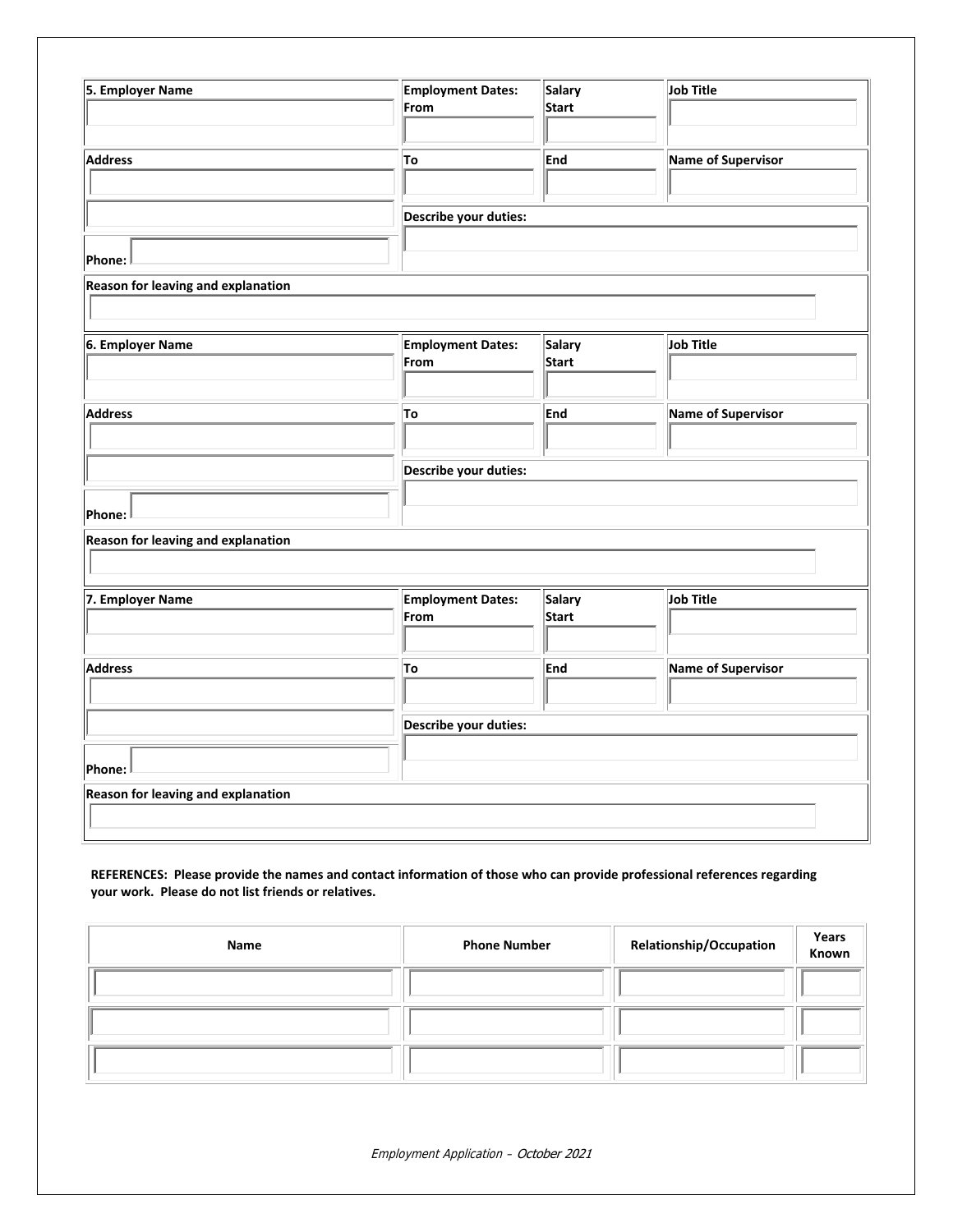| 5. Employer Name | Employment Dates: From | Salary Start | Job Title |
|---|---|---|---|
| | | | |
| Address | To | End | Name of Supervisor |
| | | | |
| | Describe your duties: | | |
| Phone: | | | |
| Reason for leaving and explanation | | | |
| | | | |

| 6. Employer Name | Employment Dates: From | Salary Start | Job Title |
|---|---|---|---|
| | | | |
| Address | To | End | Name of Supervisor |
| | | | |
| | Describe your duties: | | |
| Phone: | | | |
| Reason for leaving and explanation | | | |
| | | | |

| 7. Employer Name | Employment Dates: From | Salary Start | Job Title |
|---|---|---|---|
| | | | |
| Address | To | End | Name of Supervisor |
| | | | |
| | Describe your duties: | | |
| Phone: | | | |
| Reason for leaving and explanation | | | |
| | | | |

**REFERENCES: Please provide the names and contact information of those who can provide professional references regarding your work. Please do not list friends or relatives.**

| Name | Phone Number | Relationship/Occupation | Years Known |
|---|---|---|---|
| | | | |
| | | | |
| | | | |

*Employment Application – October 2021*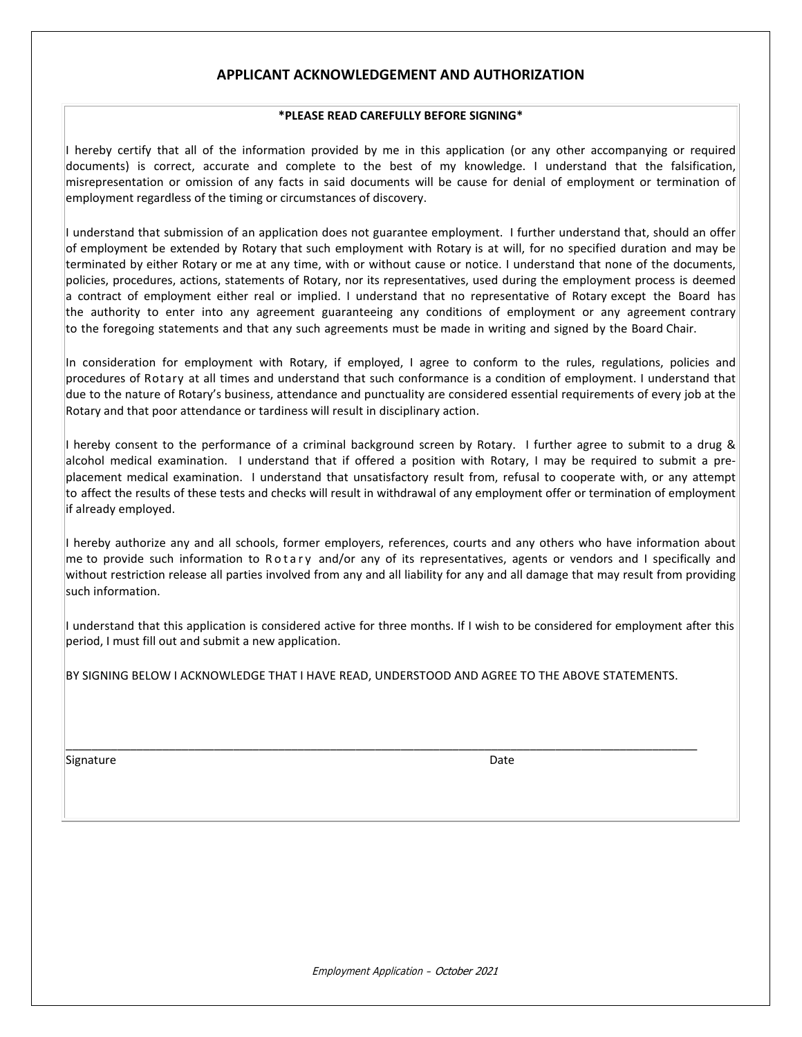## APPLICANT ACKNOWLEDGEMENT AND AUTHORIZATION

**\*PLEASE READ CAREFULLY BEFORE SIGNING\***

I hereby certify that all of the information provided by me in this application (or any other accompanying or required documents) is correct, accurate and complete to the best of my knowledge. I understand that the falsification, misrepresentation or omission of any facts in said documents will be cause for denial of employment or termination of employment regardless of the timing or circumstances of discovery.

I understand that submission of an application does not guarantee employment. I further understand that, should an offer of employment be extended by Rotary that such employment with Rotary is at will, for no specified duration and may be terminated by either Rotary or me at any time, with or without cause or notice. I understand that none of the documents, policies, procedures, actions, statements of Rotary, nor its representatives, used during the employment process is deemed a contract of employment either real or implied. I understand that no representative of Rotary except the Board has the authority to enter into any agreement guaranteeing any conditions of employment or any agreement contrary to the foregoing statements and that any such agreements must be made in writing and signed by the Board Chair.

In consideration for employment with Rotary, if employed, I agree to conform to the rules, regulations, policies and procedures of Rotary at all times and understand that such conformance is a condition of employment. I understand that due to the nature of Rotary's business, attendance and punctuality are considered essential requirements of every job at the Rotary and that poor attendance or tardiness will result in disciplinary action.

I hereby consent to the performance of a criminal background screen by Rotary. I further agree to submit to a drug & alcohol medical examination. I understand that if offered a position with Rotary, I may be required to submit a pre-placement medical examination. I understand that unsatisfactory result from, refusal to cooperate with, or any attempt to affect the results of these tests and checks will result in withdrawal of any employment offer or termination of employment if already employed.

I hereby authorize any and all schools, former employers, references, courts and any others who have information about me to provide such information to Rotary and/or any of its representatives, agents or vendors and I specifically and without restriction release all parties involved from any and all liability for any and all damage that may result from providing such information.

I understand that this application is considered active for three months. If I wish to be considered for employment after this period, I must fill out and submit a new application.

BY SIGNING BELOW I ACKNOWLEDGE THAT I HAVE READ, UNDERSTOOD AND AGREE TO THE ABOVE STATEMENTS.

\_\_\_\_\_\_\_\_\_\_\_\_\_\_\_\_\_\_\_\_\_\_\_\_\_\_\_\_\_\_\_\_\_\_\_\_\_\_\_\_\_\_\_\_\_\_\_\_\_\_\_\_\_\_\_\_\_\_\_\_\_\_\_\_\_\_\_\_\_\_\_\_\_\_\_\_

Signature Date

*Employment Application – October 2021*